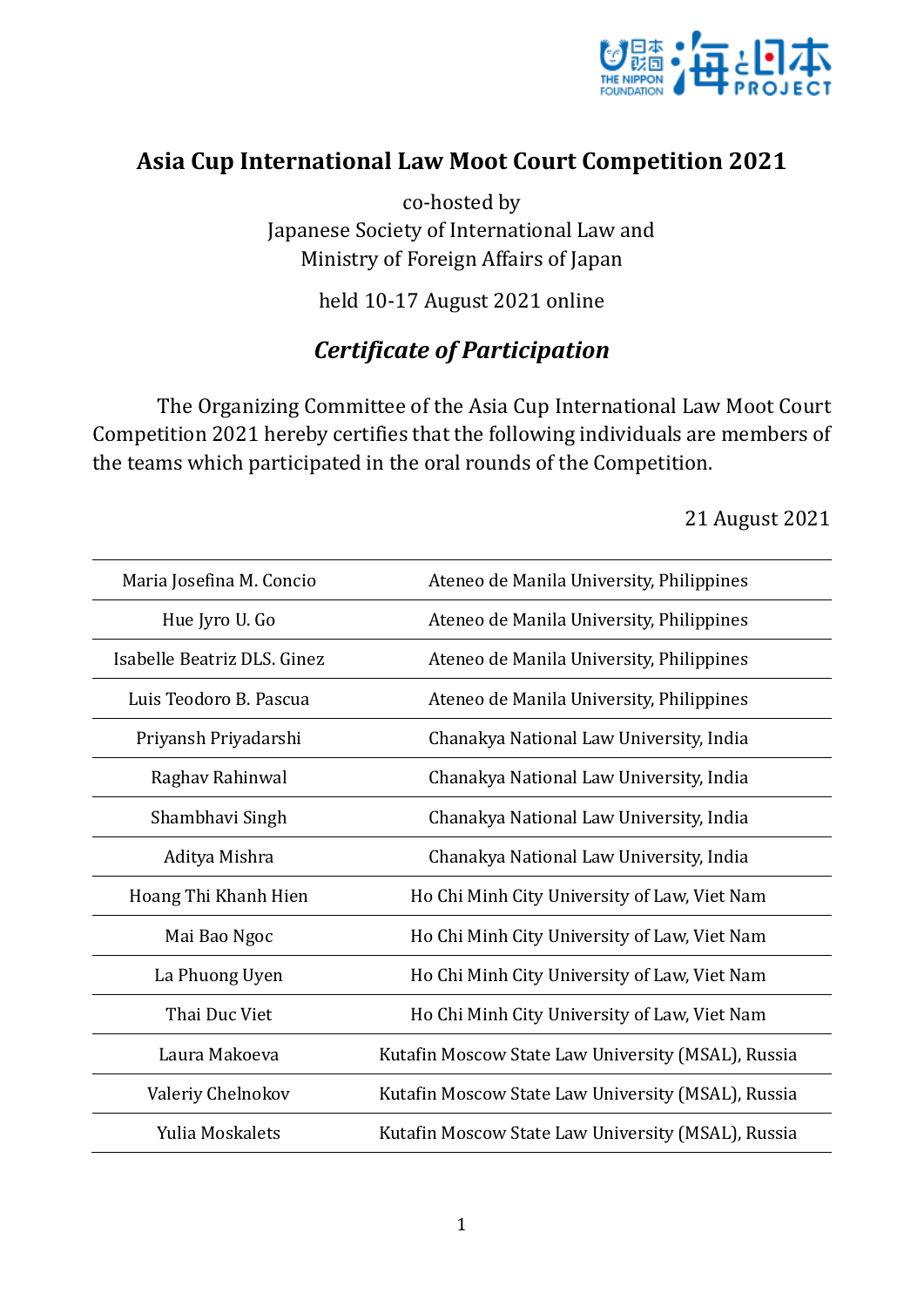# Asia Cup International Law Moot Court Competition 2021

co-hosted by
Japanese Society of International Law and
Ministry of Foreign Affairs of Japan

held 10-17 August 2021 online

## *Certificate of Participation*

The Organizing Committee of the Asia Cup International Law Moot Court Competition 2021 hereby certifies that the following individuals are members of the teams which participated in the oral rounds of the Competition.

21 August 2021

| | |
|---|---|
| Maria Josefina M. Concio | Ateneo de Manila University, Philippines |
| Hue Jyro U. Go | Ateneo de Manila University, Philippines |
| Isabelle Beatriz DLS. Ginez | Ateneo de Manila University, Philippines |
| Luis Teodoro B. Pascua | Ateneo de Manila University, Philippines |
| Priyansh Priyadarshi | Chanakya National Law University, India |
| Raghav Rahinwal | Chanakya National Law University, India |
| Shambhavi Singh | Chanakya National Law University, India |
| Aditya Mishra | Chanakya National Law University, India |
| Hoang Thi Khanh Hien | Ho Chi Minh City University of Law, Viet Nam |
| Mai Bao Ngoc | Ho Chi Minh City University of Law, Viet Nam |
| La Phuong Uyen | Ho Chi Minh City University of Law, Viet Nam |
| Thai Duc Viet | Ho Chi Minh City University of Law, Viet Nam |
| Laura Makoeva | Kutafin Moscow State Law University (MSAL), Russia |
| Valeriy Chelnokov | Kutafin Moscow State Law University (MSAL), Russia |
| Yulia Moskalets | Kutafin Moscow State Law University (MSAL), Russia |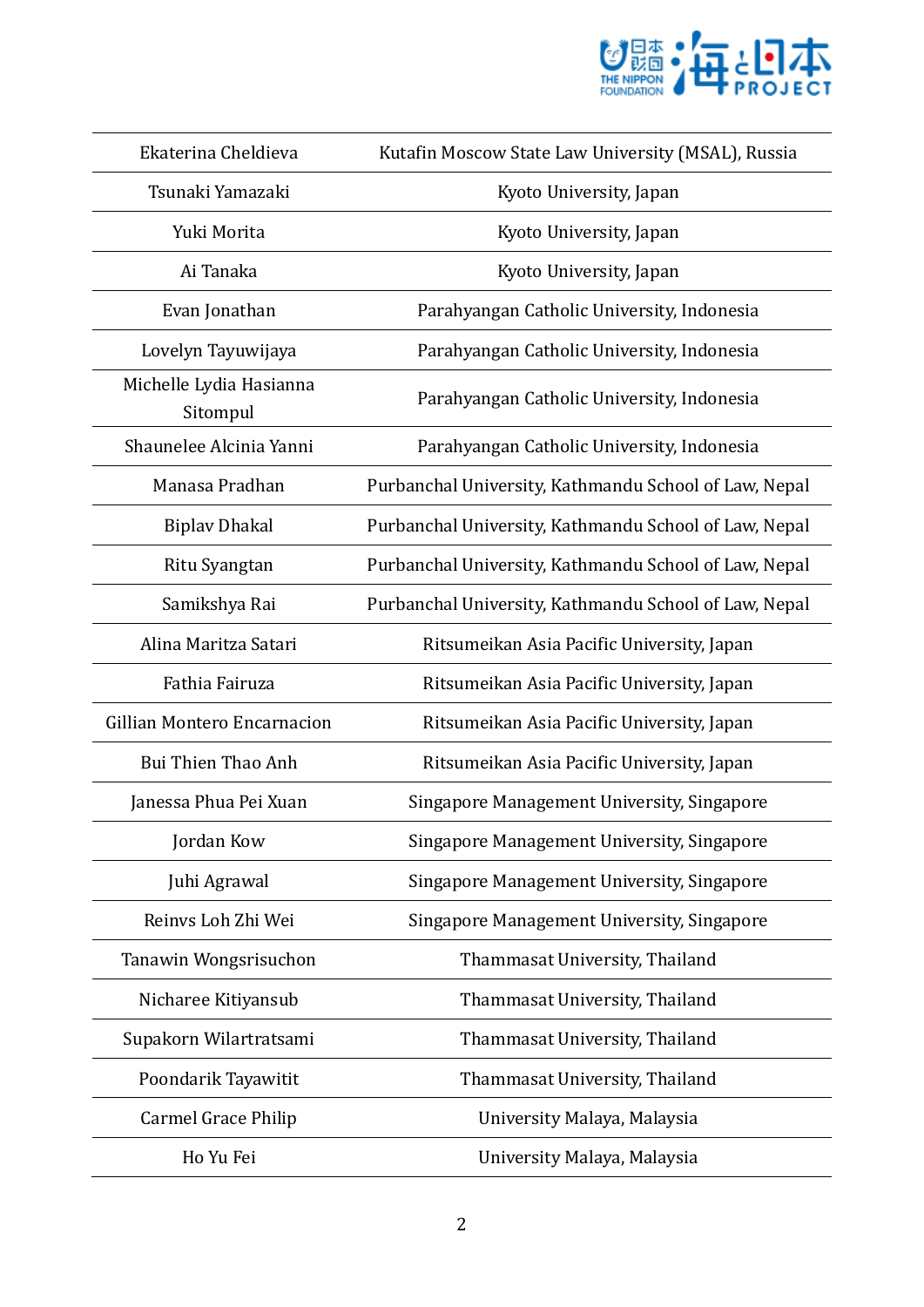| | |
|---|---|
| Ekaterina Cheldieva | Kutafin Moscow State Law University (MSAL), Russia |
| Tsunaki Yamazaki | Kyoto University, Japan |
| Yuki Morita | Kyoto University, Japan |
| Ai Tanaka | Kyoto University, Japan |
| Evan Jonathan | Parahyangan Catholic University, Indonesia |
| Lovelyn Tayuwijaya | Parahyangan Catholic University, Indonesia |
| Michelle Lydia Hasianna Sitompul | Parahyangan Catholic University, Indonesia |
| Shaunelee Alcinia Yanni | Parahyangan Catholic University, Indonesia |
| Manasa Pradhan | Purbanchal University, Kathmandu School of Law, Nepal |
| Biplav Dhakal | Purbanchal University, Kathmandu School of Law, Nepal |
| Ritu Syangtan | Purbanchal University, Kathmandu School of Law, Nepal |
| Samikshya Rai | Purbanchal University, Kathmandu School of Law, Nepal |
| Alina Maritza Satari | Ritsumeikan Asia Pacific University, Japan |
| Fathia Fairuza | Ritsumeikan Asia Pacific University, Japan |
| Gillian Montero Encarnacion | Ritsumeikan Asia Pacific University, Japan |
| Bui Thien Thao Anh | Ritsumeikan Asia Pacific University, Japan |
| Janessa Phua Pei Xuan | Singapore Management University, Singapore |
| Jordan Kow | Singapore Management University, Singapore |
| Juhi Agrawal | Singapore Management University, Singapore |
| Reinvs Loh Zhi Wei | Singapore Management University, Singapore |
| Tanawin Wongsrisuchon | Thammasat University, Thailand |
| Nicharee Kitiyansub | Thammasat University, Thailand |
| Supakorn Wilartratsami | Thammasat University, Thailand |
| Poondarik Tayawitit | Thammasat University, Thailand |
| Carmel Grace Philip | University Malaya, Malaysia |
| Ho Yu Fei | University Malaya, Malaysia |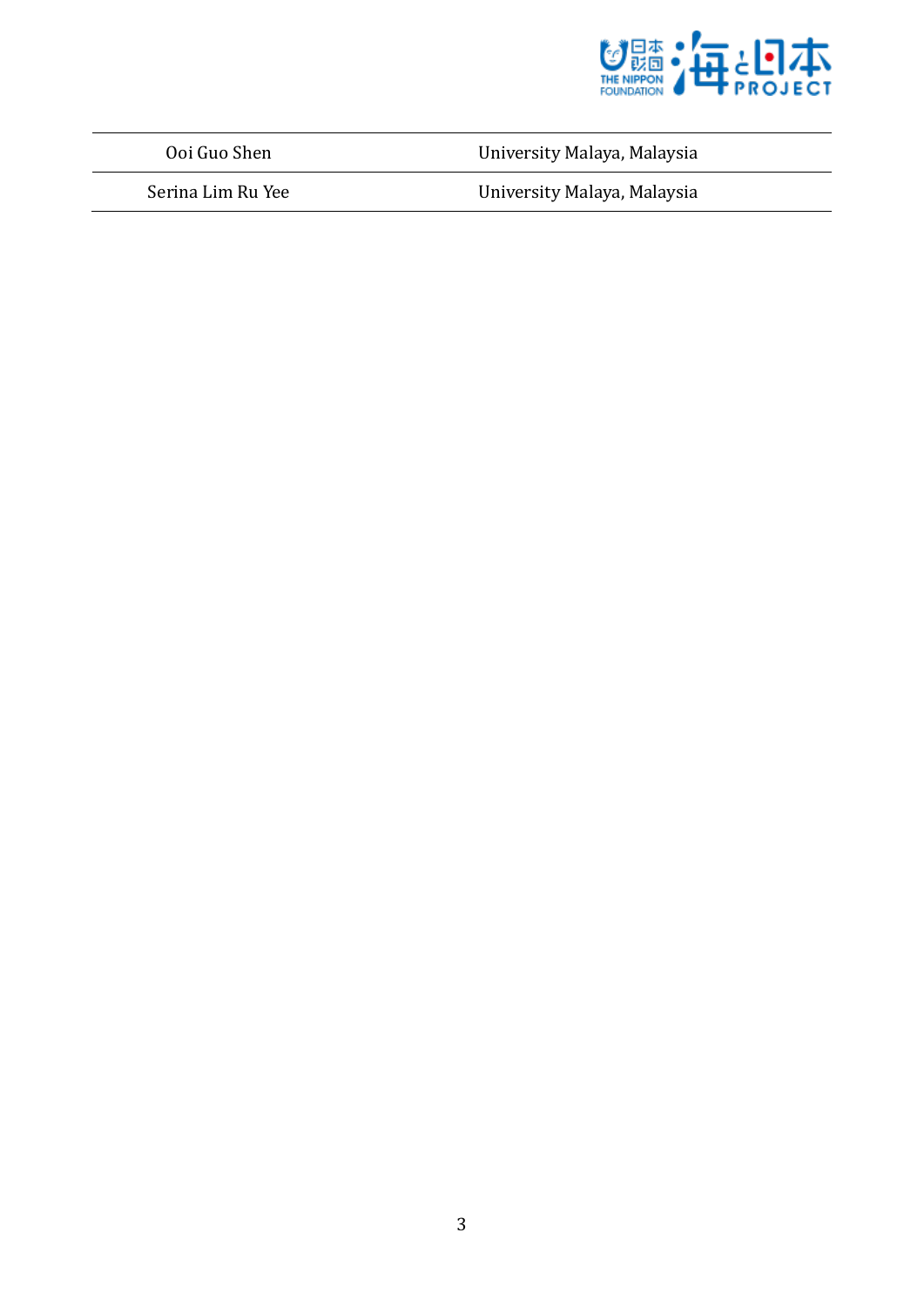| | |
|---|---|
| Ooi Guo Shen | University Malaya, Malaysia |
| Serina Lim Ru Yee | University Malaya, Malaysia |